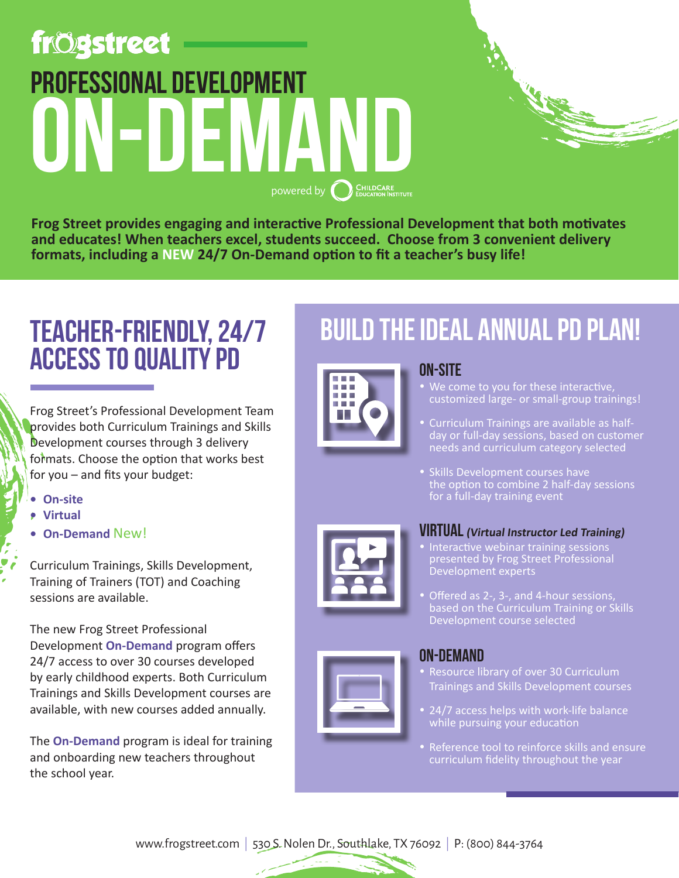frogstreet

# PROFESSIONAL DEVELOPMENT ON-DEMAND

powered by ChildCare Education Institute

**Frog Street provides engaging and interactive Professional Development that both motivates and educates! When teachers excel, students succeed. Choose from 3 convenient delivery formats, including a NEW 24/7 On-Demand option to fit a teacher's busy life!**

## TEACHER-FRIENDLY, 24/7 ACCESS TO QUALITY PD

Frog Street's Professional Development Team provides both Curriculum Trainings and Skills Development courses through 3 delivery formats. Choose the option that works best for you – and fits your budget:

- **On-site**
- **Virtual**
- **On-Demand** New!

Curriculum Trainings, Skills Development, Training of Trainers (TOT) and Coaching sessions are available.

The new Frog Street Professional Development **On-Demand** program offers 24/7 access to over 30 courses developed by early childhood experts. Both Curriculum Trainings and Skills Development courses are available, with new courses added annually.

The **On-Demand** program is ideal for training and onboarding new teachers throughout the school year.

## BUILD THE IDEAL ANNUAL PD PLAN!

### ON-SITE

- We come to you for these interactive, customized large- or small-group trainings!
- Curriculum Trainings are available as half-day or full-day sessions, based on customer needs and curriculum category selected
- Skills Development courses have the option to combine 2 half-day sessions for a full-day training event

### VIRTUAL *(Virtual Instructor Led Training)*

- Interactive webinar training sessions presented by Frog Street Professional Development experts
- Offered as 2-, 3-, and 4-hour sessions, based on the Curriculum Training or Skills Development course selected

### ON-DEMAND

- Resource library of over 30 Curriculum Trainings and Skills Development courses
- 24/7 access helps with work-life balance while pursuing your education
- Reference tool to reinforce skills and ensure curriculum fidelity throughout the year

www.frogstreet.com | 530 S. Nolen Dr., Southlake, TX 76092 | P: (800) 844-3764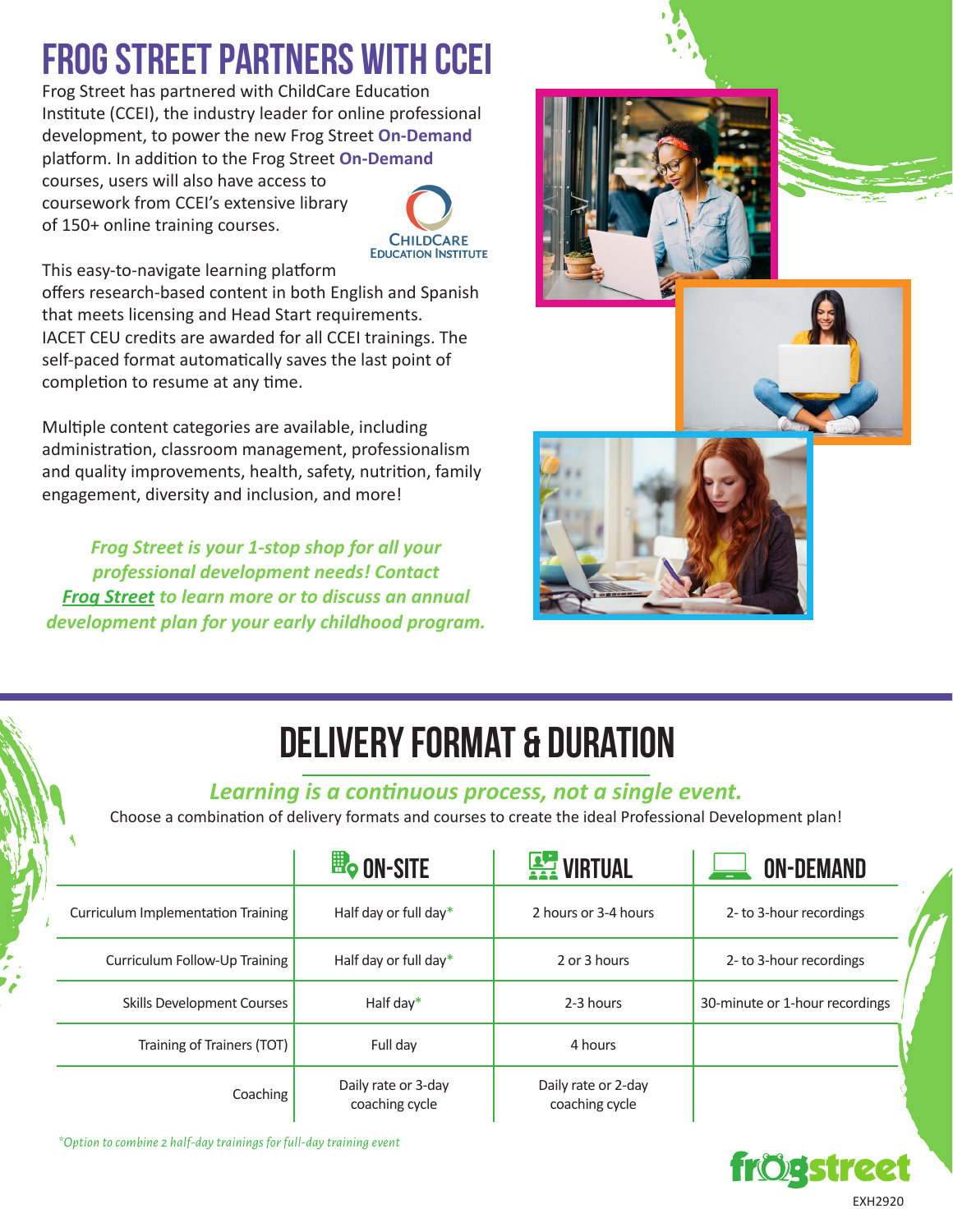# FROG STREET PARTNERS WITH CCEI

Frog Street has partnered with ChildCare Education Institute (CCEI), the industry leader for online professional development, to power the new Frog Street **On-Demand** platform. In addition to the Frog Street **On-Demand** courses, users will also have access to coursework from CCEI's extensive library of 150+ online training courses.

ChildCare Education Institute

This easy-to-navigate learning platform offers research-based content in both English and Spanish that meets licensing and Head Start requirements. IACET CEU credits are awarded for all CCEI trainings. The self-paced format automatically saves the last point of completion to resume at any time.

Multiple content categories are available, including administration, classroom management, professionalism and quality improvements, health, safety, nutrition, family engagement, diversity and inclusion, and more!

***Frog Street is your 1-stop shop for all your professional development needs! Contact Frog Street to learn more or to discuss an annual development plan for your early childhood program.***

# DELIVERY FORMAT & DURATION

***Learning is a continuous process, not a single event.***

Choose a combination of delivery formats and courses to create the ideal Professional Development plan!

| | ON-SITE | VIRTUAL | ON-DEMAND |
|---|---|---|---|
| Curriculum Implementation Training | Half day or full day* | 2 hours or 3-4 hours | 2- to 3-hour recordings |
| Curriculum Follow-Up Training | Half day or full day* | 2 or 3 hours | 2- to 3-hour recordings |
| Skills Development Courses | Half day* | 2-3 hours | 30-minute or 1-hour recordings |
| Training of Trainers (TOT) | Full day | 4 hours | |
| Coaching | Daily rate or 3-day coaching cycle | Daily rate or 2-day coaching cycle | |

*Option to combine 2 half-day trainings for full-day training event*

frogstreet

EXH2920